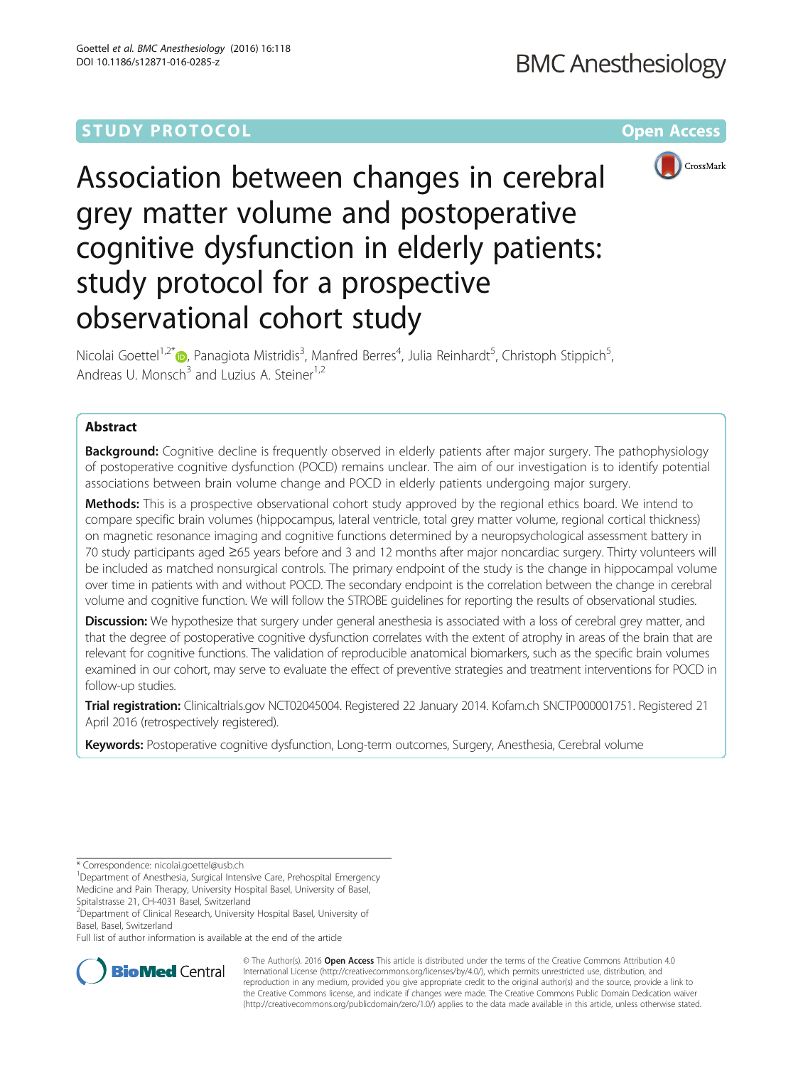STUDY PROTOCOL

Open Access

# Association between changes in cerebral grey matter volume and postoperative cognitive dysfunction in elderly patients: study protocol for a prospective observational cohort study

Nicolai Goettel[1,2*], Panagiota Mistridis[3], Manfred Berres[4], Julia Reinhardt[5], Christoph Stippich[5], Andreas U. Monsch[3] and Luzius A. Steiner[1,2]

## Abstract

**Background:** Cognitive decline is frequently observed in elderly patients after major surgery. The pathophysiology of postoperative cognitive dysfunction (POCD) remains unclear. The aim of our investigation is to identify potential associations between brain volume change and POCD in elderly patients undergoing major surgery.

**Methods:** This is a prospective observational cohort study approved by the regional ethics board. We intend to compare specific brain volumes (hippocampus, lateral ventricle, total grey matter volume, regional cortical thickness) on magnetic resonance imaging and cognitive functions determined by a neuropsychological assessment battery in 70 study participants aged ≥65 years before and 3 and 12 months after major noncardiac surgery. Thirty volunteers will be included as matched nonsurgical controls. The primary endpoint of the study is the change in hippocampal volume over time in patients with and without POCD. The secondary endpoint is the correlation between the change in cerebral volume and cognitive function. We will follow the STROBE guidelines for reporting the results of observational studies.

**Discussion:** We hypothesize that surgery under general anesthesia is associated with a loss of cerebral grey matter, and that the degree of postoperative cognitive dysfunction correlates with the extent of atrophy in areas of the brain that are relevant for cognitive functions. The validation of reproducible anatomical biomarkers, such as the specific brain volumes examined in our cohort, may serve to evaluate the effect of preventive strategies and treatment interventions for POCD in follow-up studies.

**Trial registration:** Clinicaltrials.gov NCT02045004. Registered 22 January 2014. Kofam.ch SNCTP000001751. Registered 21 April 2016 (retrospectively registered).

**Keywords:** Postoperative cognitive dysfunction, Long-term outcomes, Surgery, Anesthesia, Cerebral volume

---

\* Correspondence: nicolai.goettel@usb.ch

[1]Department of Anesthesia, Surgical Intensive Care, Prehospital Emergency Medicine and Pain Therapy, University Hospital Basel, University of Basel, Spitalstrasse 21, CH-4031 Basel, Switzerland

[2]Department of Clinical Research, University Hospital Basel, University of Basel, Basel, Switzerland

Full list of author information is available at the end of the article

© The Author(s). 2016 **Open Access** This article is distributed under the terms of the Creative Commons Attribution 4.0 International License (http://creativecommons.org/licenses/by/4.0/), which permits unrestricted use, distribution, and reproduction in any medium, provided you give appropriate credit to the original author(s) and the source, provide a link to the Creative Commons license, and indicate if changes were made. The Creative Commons Public Domain Dedication waiver (http://creativecommons.org/publicdomain/zero/1.0/) applies to the data made available in this article, unless otherwise stated.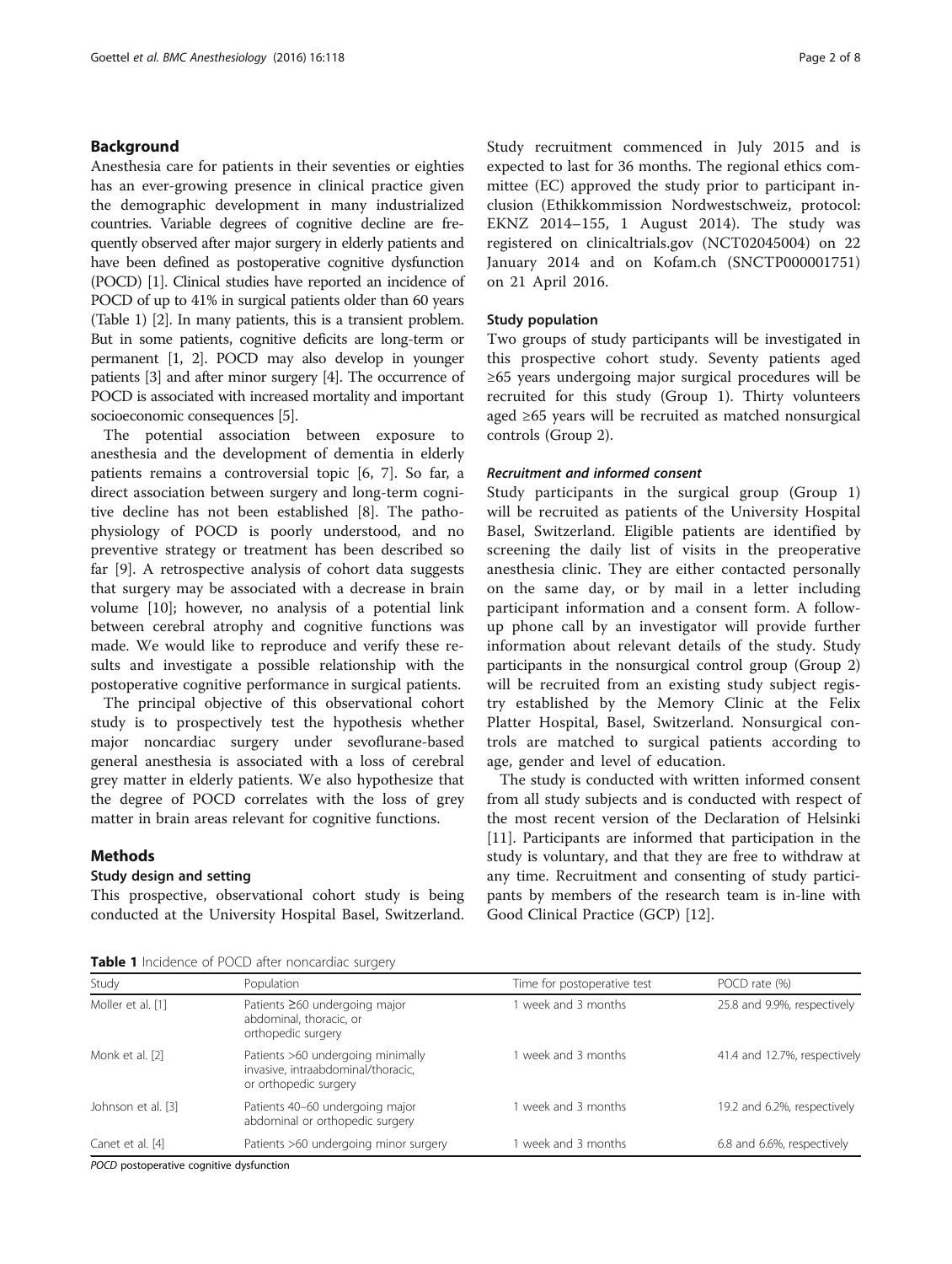## Background

Anesthesia care for patients in their seventies or eighties has an ever-growing presence in clinical practice given the demographic development in many industrialized countries. Variable degrees of cognitive decline are frequently observed after major surgery in elderly patients and have been defined as postoperative cognitive dysfunction (POCD) [1]. Clinical studies have reported an incidence of POCD of up to 41% in surgical patients older than 60 years (Table 1) [2]. In many patients, this is a transient problem. But in some patients, cognitive deficits are long-term or permanent [1, 2]. POCD may also develop in younger patients [3] and after minor surgery [4]. The occurrence of POCD is associated with increased mortality and important socioeconomic consequences [5].

The potential association between exposure to anesthesia and the development of dementia in elderly patients remains a controversial topic [6, 7]. So far, a direct association between surgery and long-term cognitive decline has not been established [8]. The pathophysiology of POCD is poorly understood, and no preventive strategy or treatment has been described so far [9]. A retrospective analysis of cohort data suggests that surgery may be associated with a decrease in brain volume [10]; however, no analysis of a potential link between cerebral atrophy and cognitive functions was made. We would like to reproduce and verify these results and investigate a possible relationship with the postoperative cognitive performance in surgical patients.

The principal objective of this observational cohort study is to prospectively test the hypothesis whether major noncardiac surgery under sevoflurane-based general anesthesia is associated with a loss of cerebral grey matter in elderly patients. We also hypothesize that the degree of POCD correlates with the loss of grey matter in brain areas relevant for cognitive functions.

## Methods

### Study design and setting

This prospective, observational cohort study is being conducted at the University Hospital Basel, Switzerland. Study recruitment commenced in July 2015 and is expected to last for 36 months. The regional ethics committee (EC) approved the study prior to participant inclusion (Ethikkommission Nordwestschweiz, protocol: EKNZ 2014–155, 1 August 2014). The study was registered on clinicaltrials.gov (NCT02045004) on 22 January 2014 and on Kofam.ch (SNCTP000001751) on 21 April 2016.

### Study population

Two groups of study participants will be investigated in this prospective cohort study. Seventy patients aged ≥65 years undergoing major surgical procedures will be recruited for this study (Group 1). Thirty volunteers aged ≥65 years will be recruited as matched nonsurgical controls (Group 2).

#### *Recruitment and informed consent*

Study participants in the surgical group (Group 1) will be recruited as patients of the University Hospital Basel, Switzerland. Eligible patients are identified by screening the daily list of visits in the preoperative anesthesia clinic. They are either contacted personally on the same day, or by mail in a letter including participant information and a consent form. A follow-up phone call by an investigator will provide further information about relevant details of the study. Study participants in the nonsurgical control group (Group 2) will be recruited from an existing study subject registry established by the Memory Clinic at the Felix Platter Hospital, Basel, Switzerland. Nonsurgical controls are matched to surgical patients according to age, gender and level of education.

The study is conducted with written informed consent from all study subjects and is conducted with respect of the most recent version of the Declaration of Helsinki [11]. Participants are informed that participation in the study is voluntary, and that they are free to withdraw at any time. Recruitment and consenting of study participants by members of the research team is in-line with Good Clinical Practice (GCP) [12].

**Table 1** Incidence of POCD after noncardiac surgery

| Study | Population | Time for postoperative test | POCD rate (%) |
|---|---|---|---|
| Moller et al. [1] | Patients ≥60 undergoing major abdominal, thoracic, or orthopedic surgery | 1 week and 3 months | 25.8 and 9.9%, respectively |
| Monk et al. [2] | Patients >60 undergoing minimally invasive, intraabdominal/thoracic, or orthopedic surgery | 1 week and 3 months | 41.4 and 12.7%, respectively |
| Johnson et al. [3] | Patients 40–60 undergoing major abdominal or orthopedic surgery | 1 week and 3 months | 19.2 and 6.2%, respectively |
| Canet et al. [4] | Patients >60 undergoing minor surgery | 1 week and 3 months | 6.8 and 6.6%, respectively |

*POCD* postoperative cognitive dysfunction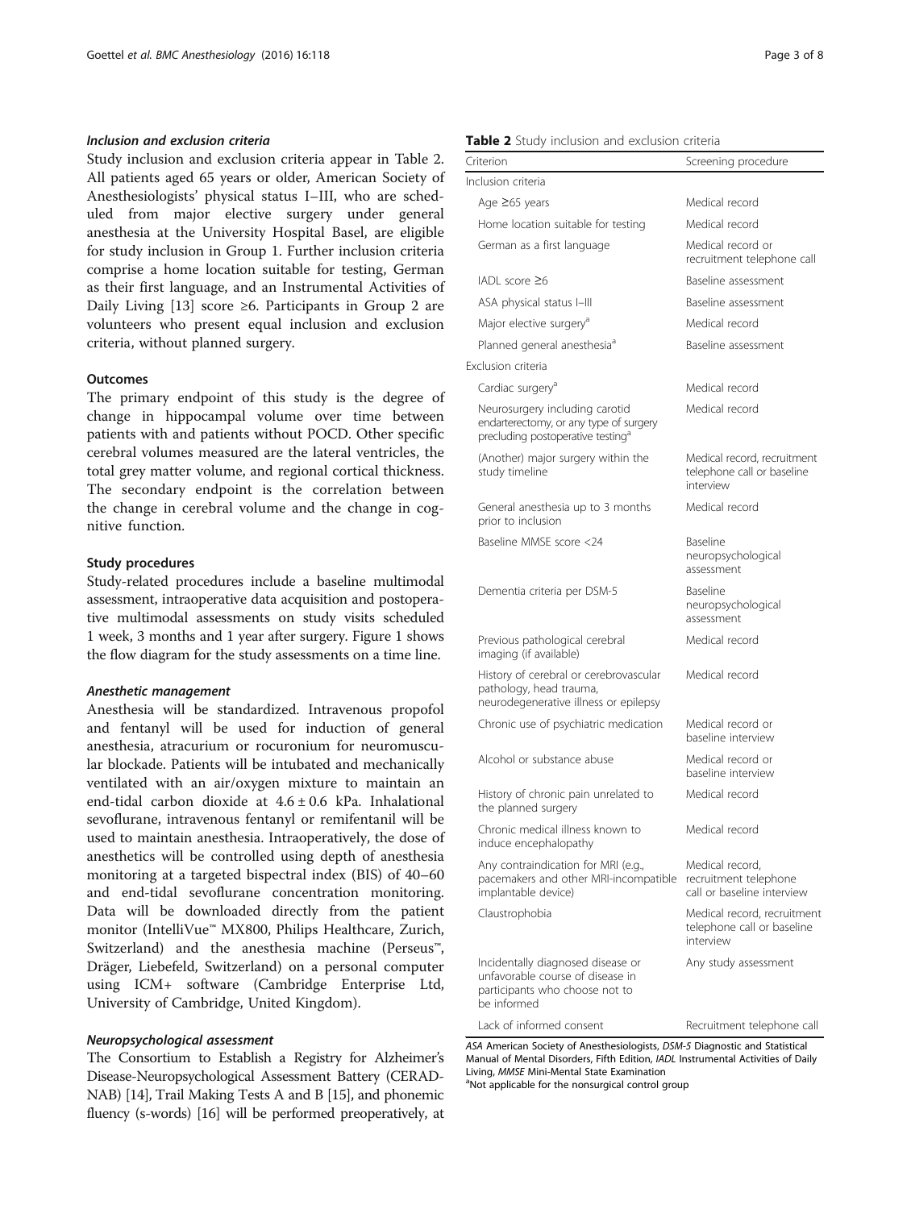### Inclusion and exclusion criteria

Study inclusion and exclusion criteria appear in Table 2. All patients aged 65 years or older, American Society of Anesthesiologists' physical status I–III, who are scheduled from major elective surgery under general anesthesia at the University Hospital Basel, are eligible for study inclusion in Group 1. Further inclusion criteria comprise a home location suitable for testing, German as their first language, and an Instrumental Activities of Daily Living [13] score ≥6. Participants in Group 2 are volunteers who present equal inclusion and exclusion criteria, without planned surgery.

### Outcomes

The primary endpoint of this study is the degree of change in hippocampal volume over time between patients with and patients without POCD. Other specific cerebral volumes measured are the lateral ventricles, the total grey matter volume, and regional cortical thickness. The secondary endpoint is the correlation between the change in cerebral volume and the change in cognitive function.

### Study procedures

Study-related procedures include a baseline multimodal assessment, intraoperative data acquisition and postoperative multimodal assessments on study visits scheduled 1 week, 3 months and 1 year after surgery. Figure 1 shows the flow diagram for the study assessments on a time line.

#### Anesthetic management

Anesthesia will be standardized. Intravenous propofol and fentanyl will be used for induction of general anesthesia, atracurium or rocuronium for neuromuscular blockade. Patients will be intubated and mechanically ventilated with an air/oxygen mixture to maintain an end-tidal carbon dioxide at $4.6 \pm 0.6$ kPa. Inhalational sevoflurane, intravenous fentanyl or remifentanil will be used to maintain anesthesia. Intraoperatively, the dose of anesthetics will be controlled using depth of anesthesia monitoring at a targeted bispectral index (BIS) of 40–60 and end-tidal sevoflurane concentration monitoring. Data will be downloaded directly from the patient monitor (IntelliVue™ MX800, Philips Healthcare, Zurich, Switzerland) and the anesthesia machine (Perseus™, Dräger, Liebefeld, Switzerland) on a personal computer using ICM+ software (Cambridge Enterprise Ltd, University of Cambridge, United Kingdom).

#### Neuropsychological assessment

The Consortium to Establish a Registry for Alzheimer's Disease-Neuropsychological Assessment Battery (CERAD-NAB) [14], Trail Making Tests A and B [15], and phonemic fluency (s-words) [16] will be performed preoperatively, at

**Table 2** Study inclusion and exclusion criteria

| Criterion | Screening procedure |
|---|---|
| Inclusion criteria | |
| Age ≥65 years | Medical record |
| Home location suitable for testing | Medical record |
| German as a first language | Medical record or recruitment telephone call |
| IADL score ≥6 | Baseline assessment |
| ASA physical status I–III | Baseline assessment |
| Major elective surgery[a] | Medical record |
| Planned general anesthesia[a] | Baseline assessment |
| Exclusion criteria | |
| Cardiac surgery[a] | Medical record |
| Neurosurgery including carotid endarterectomy, or any type of surgery precluding postoperative testing[a] | Medical record |
| (Another) major surgery within the study timeline | Medical record, recruitment telephone call or baseline interview |
| General anesthesia up to 3 months prior to inclusion | Medical record |
| Baseline MMSE score <24 | Baseline neuropsychological assessment |
| Dementia criteria per DSM-5 | Baseline neuropsychological assessment |
| Previous pathological cerebral imaging (if available) | Medical record |
| History of cerebral or cerebrovascular pathology, head trauma, neurodegenerative illness or epilepsy | Medical record |
| Chronic use of psychiatric medication | Medical record or baseline interview |
| Alcohol or substance abuse | Medical record or baseline interview |
| History of chronic pain unrelated to the planned surgery | Medical record |
| Chronic medical illness known to induce encephalopathy | Medical record |
| Any contraindication for MRI (e.g., pacemakers and other MRI-incompatible implantable device) | Medical record, recruitment telephone call or baseline interview |
| Claustrophobia | Medical record, recruitment telephone call or baseline interview |
| Incidentally diagnosed disease or unfavorable course of disease in participants who choose not to be informed | Any study assessment |
| Lack of informed consent | Recruitment telephone call |

*ASA* American Society of Anesthesiologists, *DSM-5* Diagnostic and Statistical Manual of Mental Disorders, Fifth Edition, *IADL* Instrumental Activities of Daily Living, *MMSE* Mini-Mental State Examination
[a]Not applicable for the nonsurgical control group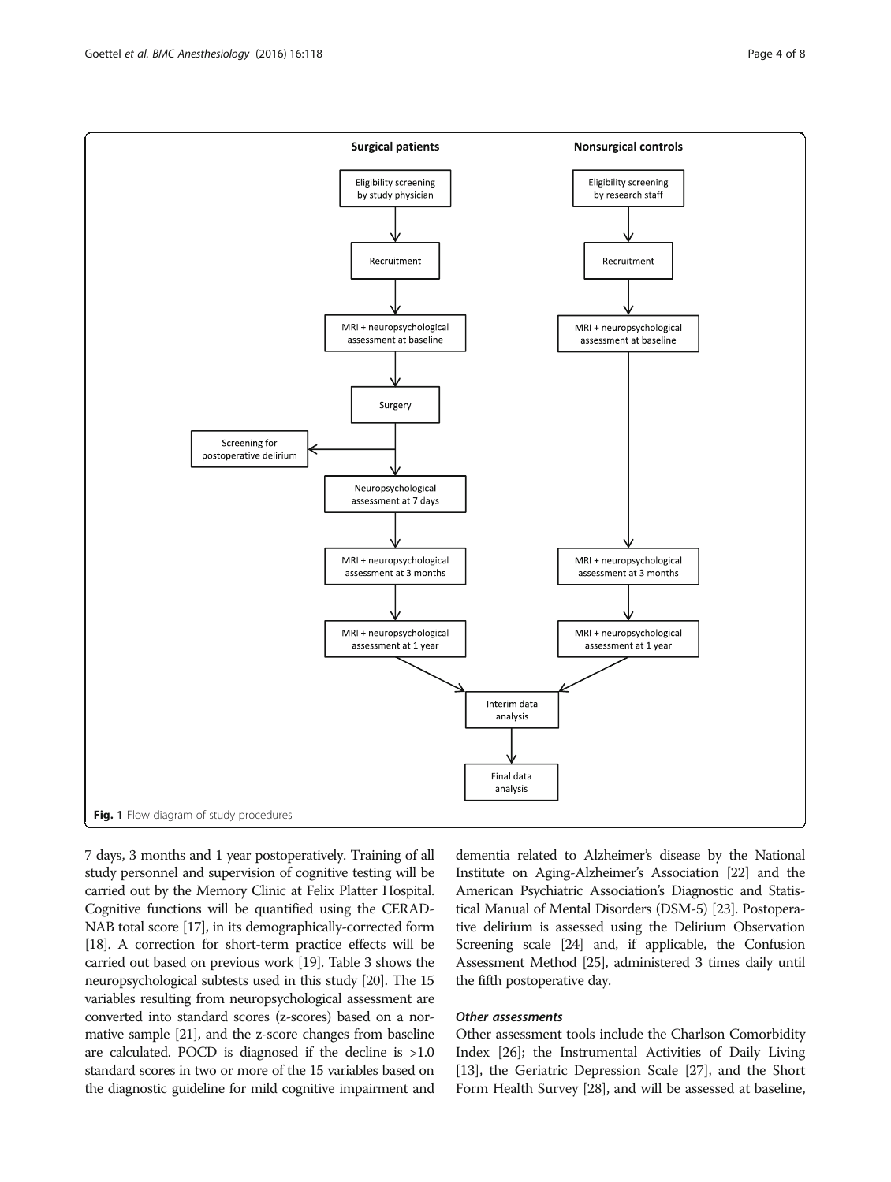Surgical patients

Nonsurgical controls

Eligibility screening by study physician → Recruitment → MRI + neuropsychological assessment at baseline → Surgery → Screening for postoperative delirium → Neuropsychological assessment at 7 days → MRI + neuropsychological assessment at 3 months → MRI + neuropsychological assessment at 1 year

Eligibility screening by research staff → Recruitment → MRI + neuropsychological assessment at baseline → MRI + neuropsychological assessment at 3 months → MRI + neuropsychological assessment at 1 year

Interim data analysis → Final data analysis

**Fig. 1** Flow diagram of study procedures

7 days, 3 months and 1 year postoperatively. Training of all study personnel and supervision of cognitive testing will be carried out by the Memory Clinic at Felix Platter Hospital. Cognitive functions will be quantified using the CERAD-NAB total score [17], in its demographically-corrected form [18]. A correction for short-term practice effects will be carried out based on previous work [19]. Table 3 shows the neuropsychological subtests used in this study [20]. The 15 variables resulting from neuropsychological assessment are converted into standard scores (z-scores) based on a normative sample [21], and the z-score changes from baseline are calculated. POCD is diagnosed if the decline is >1.0 standard scores in two or more of the 15 variables based on the diagnostic guideline for mild cognitive impairment and dementia related to Alzheimer's disease by the National Institute on Aging-Alzheimer's Association [22] and the American Psychiatric Association's Diagnostic and Statistical Manual of Mental Disorders (DSM-5) [23]. Postoperative delirium is assessed using the Delirium Observation Screening scale [24] and, if applicable, the Confusion Assessment Method [25], administered 3 times daily until the fifth postoperative day.

### Other assessments

Other assessment tools include the Charlson Comorbidity Index [26]; the Instrumental Activities of Daily Living [13], the Geriatric Depression Scale [27], and the Short Form Health Survey [28], and will be assessed at baseline,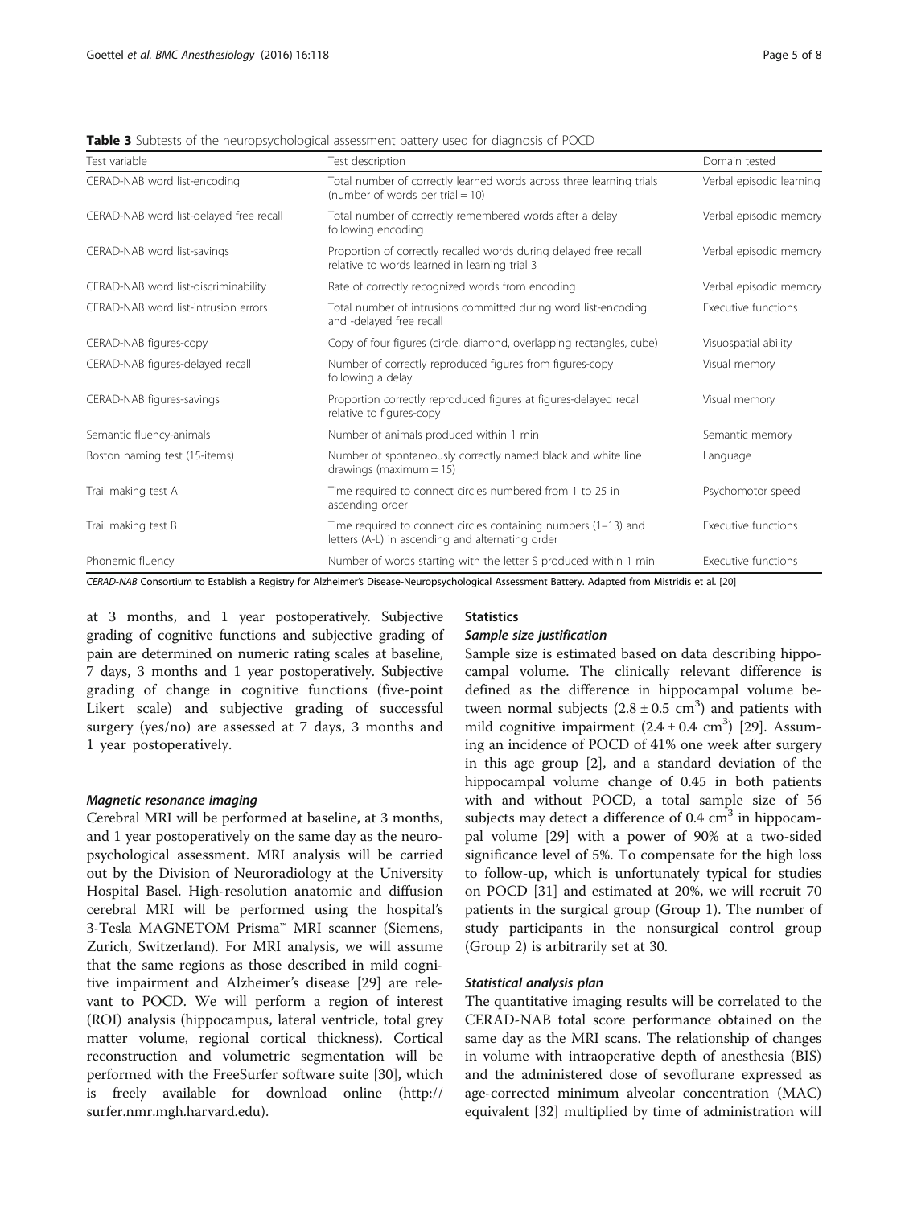**Table 3** Subtests of the neuropsychological assessment battery used for diagnosis of POCD

| Test variable | Test description | Domain tested |
|---|---|---|
| CERAD-NAB word list-encoding | Total number of correctly learned words across three learning trials (number of words per trial = 10) | Verbal episodic learning |
| CERAD-NAB word list-delayed free recall | Total number of correctly remembered words after a delay following encoding | Verbal episodic memory |
| CERAD-NAB word list-savings | Proportion of correctly recalled words during delayed free recall relative to words learned in learning trial 3 | Verbal episodic memory |
| CERAD-NAB word list-discriminability | Rate of correctly recognized words from encoding | Verbal episodic memory |
| CERAD-NAB word list-intrusion errors | Total number of intrusions committed during word list-encoding and -delayed free recall | Executive functions |
| CERAD-NAB figures-copy | Copy of four figures (circle, diamond, overlapping rectangles, cube) | Visuospatial ability |
| CERAD-NAB figures-delayed recall | Number of correctly reproduced figures from figures-copy following a delay | Visual memory |
| CERAD-NAB figures-savings | Proportion correctly reproduced figures at figures-delayed recall relative to figures-copy | Visual memory |
| Semantic fluency-animals | Number of animals produced within 1 min | Semantic memory |
| Boston naming test (15-items) | Number of spontaneously correctly named black and white line drawings (maximum = 15) | Language |
| Trail making test A | Time required to connect circles numbered from 1 to 25 in ascending order | Psychomotor speed |
| Trail making test B | Time required to connect circles containing numbers (1–13) and letters (A-L) in ascending and alternating order | Executive functions |
| Phonemic fluency | Number of words starting with the letter S produced within 1 min | Executive functions |

*CERAD-NAB* Consortium to Establish a Registry for Alzheimer's Disease-Neuropsychological Assessment Battery. Adapted from Mistridis et al. [20]

at 3 months, and 1 year postoperatively. Subjective grading of cognitive functions and subjective grading of pain are determined on numeric rating scales at baseline, 7 days, 3 months and 1 year postoperatively. Subjective grading of change in cognitive functions (five-point Likert scale) and subjective grading of successful surgery (yes/no) are assessed at 7 days, 3 months and 1 year postoperatively.

#### *Magnetic resonance imaging*

Cerebral MRI will be performed at baseline, at 3 months, and 1 year postoperatively on the same day as the neuropsychological assessment. MRI analysis will be carried out by the Division of Neuroradiology at the University Hospital Basel. High-resolution anatomic and diffusion cerebral MRI will be performed using the hospital's 3-Tesla MAGNETOM Prisma™ MRI scanner (Siemens, Zurich, Switzerland). For MRI analysis, we will assume that the same regions as those described in mild cognitive impairment and Alzheimer's disease [29] are relevant to POCD. We will perform a region of interest (ROI) analysis (hippocampus, lateral ventricle, total grey matter volume, regional cortical thickness). Cortical reconstruction and volumetric segmentation will be performed with the FreeSurfer software suite [30], which is freely available for download online (http://surfer.nmr.mgh.harvard.edu).

### Statistics

#### *Sample size justification*

Sample size is estimated based on data describing hippocampal volume. The clinically relevant difference is defined as the difference in hippocampal volume between normal subjects ($2.8 \pm 0.5$ cm$^3$) and patients with mild cognitive impairment ($2.4 \pm 0.4$ cm$^3$) [29]. Assuming an incidence of POCD of 41% one week after surgery in this age group [2], and a standard deviation of the hippocampal volume change of 0.45 in both patients with and without POCD, a total sample size of 56 subjects may detect a difference of 0.4 cm$^3$ in hippocampal volume [29] with a power of 90% at a two-sided significance level of 5%. To compensate for the high loss to follow-up, which is unfortunately typical for studies on POCD [31] and estimated at 20%, we will recruit 70 patients in the surgical group (Group 1). The number of study participants in the nonsurgical control group (Group 2) is arbitrarily set at 30.

#### *Statistical analysis plan*

The quantitative imaging results will be correlated to the CERAD-NAB total score performance obtained on the same day as the MRI scans. The relationship of changes in volume with intraoperative depth of anesthesia (BIS) and the administered dose of sevoflurane expressed as age-corrected minimum alveolar concentration (MAC) equivalent [32] multiplied by time of administration will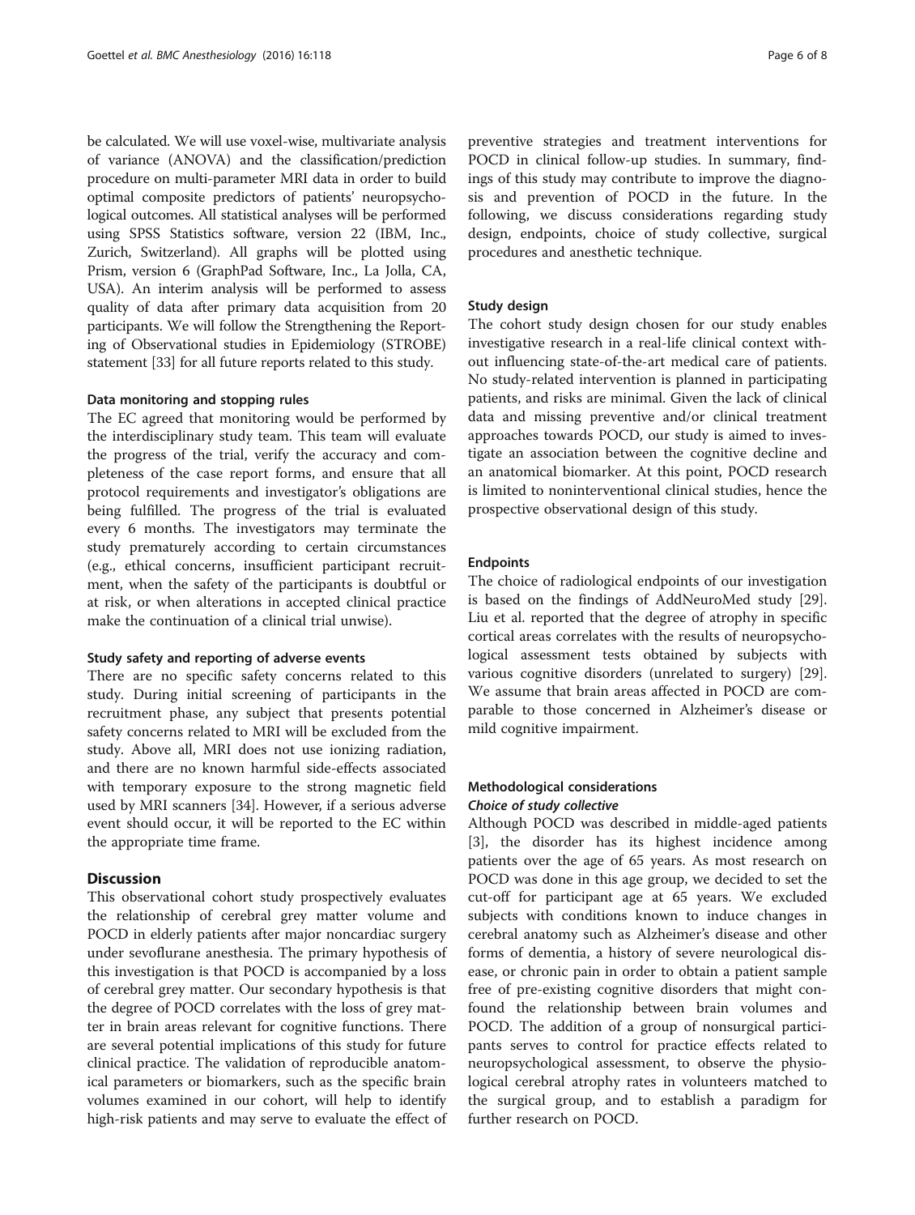be calculated. We will use voxel-wise, multivariate analysis of variance (ANOVA) and the classification/prediction procedure on multi-parameter MRI data in order to build optimal composite predictors of patients' neuropsychological outcomes. All statistical analyses will be performed using SPSS Statistics software, version 22 (IBM, Inc., Zurich, Switzerland). All graphs will be plotted using Prism, version 6 (GraphPad Software, Inc., La Jolla, CA, USA). An interim analysis will be performed to assess quality of data after primary data acquisition from 20 participants. We will follow the Strengthening the Reporting of Observational studies in Epidemiology (STROBE) statement [33] for all future reports related to this study.

#### Data monitoring and stopping rules

The EC agreed that monitoring would be performed by the interdisciplinary study team. This team will evaluate the progress of the trial, verify the accuracy and completeness of the case report forms, and ensure that all protocol requirements and investigator's obligations are being fulfilled. The progress of the trial is evaluated every 6 months. The investigators may terminate the study prematurely according to certain circumstances (e.g., ethical concerns, insufficient participant recruitment, when the safety of the participants is doubtful or at risk, or when alterations in accepted clinical practice make the continuation of a clinical trial unwise).

#### Study safety and reporting of adverse events

There are no specific safety concerns related to this study. During initial screening of participants in the recruitment phase, any subject that presents potential safety concerns related to MRI will be excluded from the study. Above all, MRI does not use ionizing radiation, and there are no known harmful side-effects associated with temporary exposure to the strong magnetic field used by MRI scanners [34]. However, if a serious adverse event should occur, it will be reported to the EC within the appropriate time frame.

## Discussion

This observational cohort study prospectively evaluates the relationship of cerebral grey matter volume and POCD in elderly patients after major noncardiac surgery under sevoflurane anesthesia. The primary hypothesis of this investigation is that POCD is accompanied by a loss of cerebral grey matter. Our secondary hypothesis is that the degree of POCD correlates with the loss of grey matter in brain areas relevant for cognitive functions. There are several potential implications of this study for future clinical practice. The validation of reproducible anatomical parameters or biomarkers, such as the specific brain volumes examined in our cohort, will help to identify high-risk patients and may serve to evaluate the effect of preventive strategies and treatment interventions for POCD in clinical follow-up studies. In summary, findings of this study may contribute to improve the diagnosis and prevention of POCD in the future. In the following, we discuss considerations regarding study design, endpoints, choice of study collective, surgical procedures and anesthetic technique.

#### Study design

The cohort study design chosen for our study enables investigative research in a real-life clinical context without influencing state-of-the-art medical care of patients. No study-related intervention is planned in participating patients, and risks are minimal. Given the lack of clinical data and missing preventive and/or clinical treatment approaches towards POCD, our study is aimed to investigate an association between the cognitive decline and an anatomical biomarker. At this point, POCD research is limited to noninterventional clinical studies, hence the prospective observational design of this study.

#### Endpoints

The choice of radiological endpoints of our investigation is based on the findings of AddNeuroMed study [29]. Liu et al. reported that the degree of atrophy in specific cortical areas correlates with the results of neuropsychological assessment tests obtained by subjects with various cognitive disorders (unrelated to surgery) [29]. We assume that brain areas affected in POCD are comparable to those concerned in Alzheimer's disease or mild cognitive impairment.

#### Methodological considerations

##### *Choice of study collective*

Although POCD was described in middle-aged patients [3], the disorder has its highest incidence among patients over the age of 65 years. As most research on POCD was done in this age group, we decided to set the cut-off for participant age at 65 years. We excluded subjects with conditions known to induce changes in cerebral anatomy such as Alzheimer's disease and other forms of dementia, a history of severe neurological disease, or chronic pain in order to obtain a patient sample free of pre-existing cognitive disorders that might confound the relationship between brain volumes and POCD. The addition of a group of nonsurgical participants serves to control for practice effects related to neuropsychological assessment, to observe the physiological cerebral atrophy rates in volunteers matched to the surgical group, and to establish a paradigm for further research on POCD.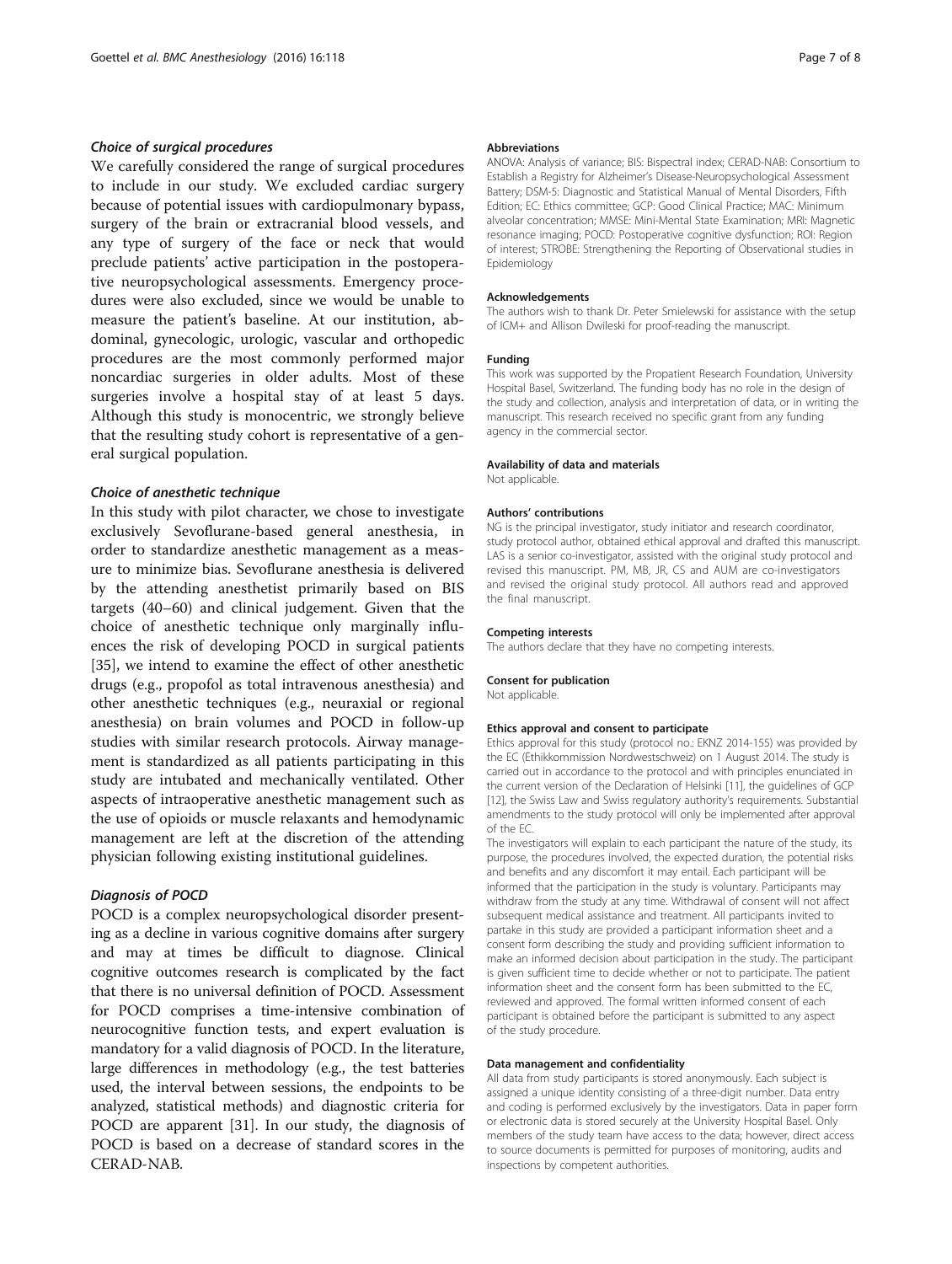### *Choice of surgical procedures*

We carefully considered the range of surgical procedures to include in our study. We excluded cardiac surgery because of potential issues with cardiopulmonary bypass, surgery of the brain or extracranial blood vessels, and any type of surgery of the face or neck that would preclude patients' active participation in the postoperative neuropsychological assessments. Emergency procedures were also excluded, since we would be unable to measure the patient's baseline. At our institution, abdominal, gynecologic, urologic, vascular and orthopedic procedures are the most commonly performed major noncardiac surgeries in older adults. Most of these surgeries involve a hospital stay of at least 5 days. Although this study is monocentric, we strongly believe that the resulting study cohort is representative of a general surgical population.

### *Choice of anesthetic technique*

In this study with pilot character, we chose to investigate exclusively Sevoflurane-based general anesthesia, in order to standardize anesthetic management as a measure to minimize bias. Sevoflurane anesthesia is delivered by the attending anesthetist primarily based on BIS targets (40–60) and clinical judgement. Given that the choice of anesthetic technique only marginally influences the risk of developing POCD in surgical patients [35], we intend to examine the effect of other anesthetic drugs (e.g., propofol as total intravenous anesthesia) and other anesthetic techniques (e.g., neuraxial or regional anesthesia) on brain volumes and POCD in follow-up studies with similar research protocols. Airway management is standardized as all patients participating in this study are intubated and mechanically ventilated. Other aspects of intraoperative anesthetic management such as the use of opioids or muscle relaxants and hemodynamic management are left at the discretion of the attending physician following existing institutional guidelines.

### *Diagnosis of POCD*

POCD is a complex neuropsychological disorder presenting as a decline in various cognitive domains after surgery and may at times be difficult to diagnose. Clinical cognitive outcomes research is complicated by the fact that there is no universal definition of POCD. Assessment for POCD comprises a time-intensive combination of neurocognitive function tests, and expert evaluation is mandatory for a valid diagnosis of POCD. In the literature, large differences in methodology (e.g., the test batteries used, the interval between sessions, the endpoints to be analyzed, statistical methods) and diagnostic criteria for POCD are apparent [31]. In our study, the diagnosis of POCD is based on a decrease of standard scores in the CERAD-NAB.

#### Abbreviations

ANOVA: Analysis of variance; BIS: Bispectral index; CERAD-NAB: Consortium to Establish a Registry for Alzheimer's Disease-Neuropsychological Assessment Battery; DSM-5: Diagnostic and Statistical Manual of Mental Disorders, Fifth Edition; EC: Ethics committee; GCP: Good Clinical Practice; MAC: Minimum alveolar concentration; MMSE: Mini-Mental State Examination; MRI: Magnetic resonance imaging; POCD: Postoperative cognitive dysfunction; ROI: Region of interest; STROBE: Strengthening the Reporting of Observational studies in Epidemiology

#### Acknowledgements

The authors wish to thank Dr. Peter Smielewski for assistance with the setup of ICM+ and Allison Dwileski for proof-reading the manuscript.

#### Funding

This work was supported by the Propatient Research Foundation, University Hospital Basel, Switzerland. The funding body has no role in the design of the study and collection, analysis and interpretation of data, or in writing the manuscript. This research received no specific grant from any funding agency in the commercial sector.

#### Availability of data and materials

Not applicable.

#### Authors' contributions

NG is the principal investigator, study initiator and research coordinator, study protocol author, obtained ethical approval and drafted this manuscript. LAS is a senior co-investigator, assisted with the original study protocol and revised this manuscript. PM, MB, JR, CS and AUM are co-investigators and revised the original study protocol. All authors read and approved the final manuscript.

#### Competing interests

The authors declare that they have no competing interests.

#### Consent for publication

Not applicable.

#### Ethics approval and consent to participate

Ethics approval for this study (protocol no.: EKNZ 2014-155) was provided by the EC (Ethikkommission Nordwestschweiz) on 1 August 2014. The study is carried out in accordance to the protocol and with principles enunciated in the current version of the Declaration of Helsinki [11], the guidelines of GCP [12], the Swiss Law and Swiss regulatory authority's requirements. Substantial amendments to the study protocol will only be implemented after approval of the EC.

The investigators will explain to each participant the nature of the study, its purpose, the procedures involved, the expected duration, the potential risks and benefits and any discomfort it may entail. Each participant will be informed that the participation in the study is voluntary. Participants may withdraw from the study at any time. Withdrawal of consent will not affect subsequent medical assistance and treatment. All participants invited to partake in this study are provided a participant information sheet and a consent form describing the study and providing sufficient information to make an informed decision about participation in the study. The participant is given sufficient time to decide whether or not to participate. The patient information sheet and the consent form has been submitted to the EC, reviewed and approved. The formal written informed consent of each participant is obtained before the participant is submitted to any aspect of the study procedure.

#### Data management and confidentiality

All data from study participants is stored anonymously. Each subject is assigned a unique identity consisting of a three-digit number. Data entry and coding is performed exclusively by the investigators. Data in paper form or electronic data is stored securely at the University Hospital Basel. Only members of the study team have access to the data; however, direct access to source documents is permitted for purposes of monitoring, audits and inspections by competent authorities.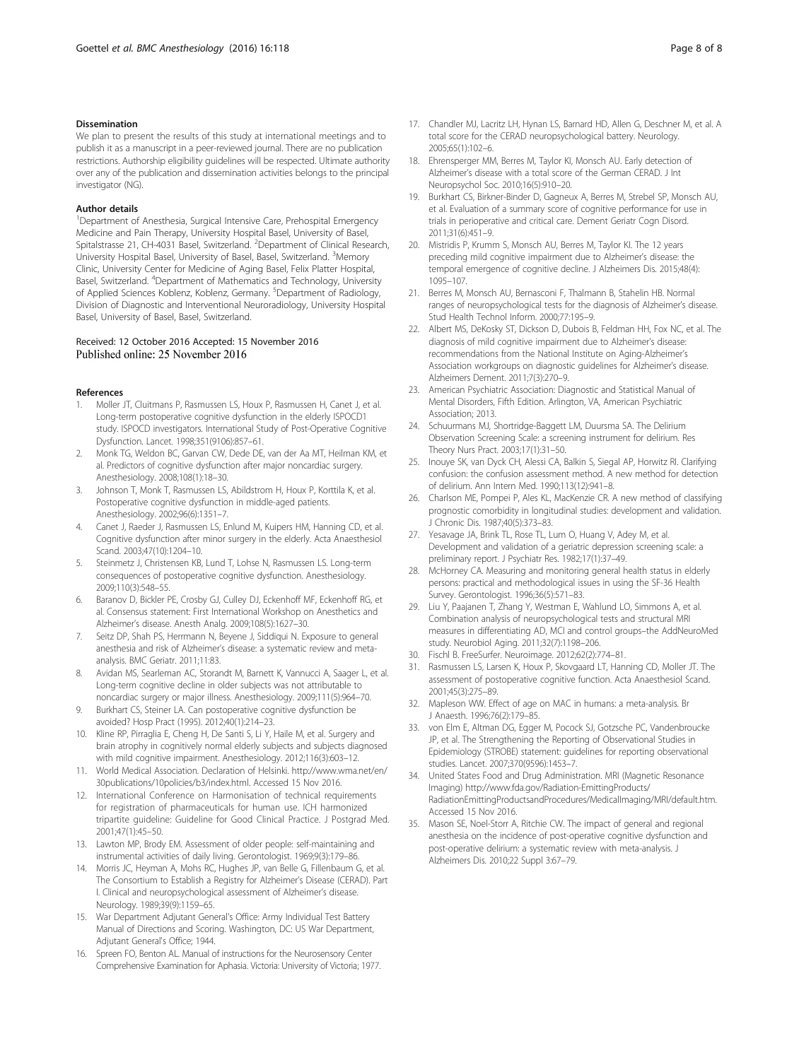### Dissemination

We plan to present the results of this study at international meetings and to publish it as a manuscript in a peer-reviewed journal. There are no publication restrictions. Authorship eligibility guidelines will be respected. Ultimate authority over any of the publication and dissemination activities belongs to the principal investigator (NG).

### Author details

[1]Department of Anesthesia, Surgical Intensive Care, Prehospital Emergency Medicine and Pain Therapy, University Hospital Basel, University of Basel, Spitalstrasse 21, CH-4031 Basel, Switzerland. [2]Department of Clinical Research, University Hospital Basel, University of Basel, Basel, Switzerland. [3]Memory Clinic, University Center for Medicine of Aging Basel, Felix Platter Hospital, Basel, Switzerland. [4]Department of Mathematics and Technology, University of Applied Sciences Koblenz, Koblenz, Germany. [5]Department of Radiology, Division of Diagnostic and Interventional Neuroradiology, University Hospital Basel, University of Basel, Basel, Switzerland.

Received: 12 October 2016 Accepted: 15 November 2016
Published online: 25 November 2016

### References

1. Moller JT, Cluitmans P, Rasmussen LS, Houx P, Rasmussen H, Canet J, et al. Long-term postoperative cognitive dysfunction in the elderly ISPOCD1 study. ISPOCD investigators. International Study of Post-Operative Cognitive Dysfunction. Lancet. 1998;351(9106):857–61.
2. Monk TG, Weldon BC, Garvan CW, Dede DE, van der Aa MT, Heilman KM, et al. Predictors of cognitive dysfunction after major noncardiac surgery. Anesthesiology. 2008;108(1):18–30.
3. Johnson T, Monk T, Rasmussen LS, Abildstrom H, Houx P, Korttila K, et al. Postoperative cognitive dysfunction in middle-aged patients. Anesthesiology. 2002;96(6):1351–7.
4. Canet J, Raeder J, Rasmussen LS, Enlund M, Kuipers HM, Hanning CD, et al. Cognitive dysfunction after minor surgery in the elderly. Acta Anaesthesiol Scand. 2003;47(10):1204–10.
5. Steinmetz J, Christensen KB, Lund T, Lohse N, Rasmussen LS. Long-term consequences of postoperative cognitive dysfunction. Anesthesiology. 2009;110(3):548–55.
6. Baranov D, Bickler PE, Crosby GJ, Culley DJ, Eckenhoff MF, Eckenhoff RG, et al. Consensus statement: First International Workshop on Anesthetics and Alzheimer's disease. Anesth Analg. 2009;108(5):1627–30.
7. Seitz DP, Shah PS, Herrmann N, Beyene J, Siddiqui N. Exposure to general anesthesia and risk of Alzheimer's disease: a systematic review and meta-analysis. BMC Geriatr. 2011;11:83.
8. Avidan MS, Searleman AC, Storandt M, Barnett K, Vannucci A, Saager L, et al. Long-term cognitive decline in older subjects was not attributable to noncardiac surgery or major illness. Anesthesiology. 2009;111(5):964–70.
9. Burkhart CS, Steiner LA. Can postoperative cognitive dysfunction be avoided? Hosp Pract (1995). 2012;40(1):214–23.
10. Kline RP, Pirraglia E, Cheng H, De Santi S, Li Y, Haile M, et al. Surgery and brain atrophy in cognitively normal elderly subjects and subjects diagnosed with mild cognitive impairment. Anesthesiology. 2012;116(3):603–12.
11. World Medical Association. Declaration of Helsinki. http://www.wma.net/en/30publications/10policies/b3/index.html. Accessed 15 Nov 2016.
12. International Conference on Harmonisation of technical requirements for registration of pharmaceuticals for human use. ICH harmonized tripartite guideline: Guideline for Good Clinical Practice. J Postgrad Med. 2001;47(1):45–50.
13. Lawton MP, Brody EM. Assessment of older people: self-maintaining and instrumental activities of daily living. Gerontologist. 1969;9(3):179–86.
14. Morris JC, Heyman A, Mohs RC, Hughes JP, van Belle G, Fillenbaum G, et al. The Consortium to Establish a Registry for Alzheimer's Disease (CERAD). Part I. Clinical and neuropsychological assessment of Alzheimer's disease. Neurology. 1989;39(9):1159–65.
15. War Department Adjutant General's Office: Army Individual Test Battery Manual of Directions and Scoring. Washington, DC: US War Department, Adjutant General's Office; 1944.
16. Spreen FO, Benton AL. Manual of instructions for the Neurosensory Center Comprehensive Examination for Aphasia. Victoria: University of Victoria; 1977.
17. Chandler MJ, Lacritz LH, Hynan LS, Barnard HD, Allen G, Deschner M, et al. A total score for the CERAD neuropsychological battery. Neurology. 2005;65(1):102–6.
18. Ehrensperger MM, Berres M, Taylor KI, Monsch AU. Early detection of Alzheimer's disease with a total score of the German CERAD. J Int Neuropsychol Soc. 2010;16(5):910–20.
19. Burkhart CS, Birkner-Binder D, Gagneux A, Berres M, Strebel SP, Monsch AU, et al. Evaluation of a summary score of cognitive performance for use in trials in perioperative and critical care. Dement Geriatr Cogn Disord. 2011;31(6):451–9.
20. Mistridis P, Krumm S, Monsch AU, Berres M, Taylor KI. The 12 years preceding mild cognitive impairment due to Alzheimer's disease: the temporal emergence of cognitive decline. J Alzheimers Dis. 2015;48(4):1095–107.
21. Berres M, Monsch AU, Bernasconi F, Thalmann B, Stahelin HB. Normal ranges of neuropsychological tests for the diagnosis of Alzheimer's disease. Stud Health Technol Inform. 2000;77:195–9.
22. Albert MS, DeKosky ST, Dickson D, Dubois B, Feldman HH, Fox NC, et al. The diagnosis of mild cognitive impairment due to Alzheimer's disease: recommendations from the National Institute on Aging-Alzheimer's Association workgroups on diagnostic guidelines for Alzheimer's disease. Alzheimers Dement. 2011;7(3):270–9.
23. American Psychiatric Association: Diagnostic and Statistical Manual of Mental Disorders, Fifth Edition. Arlington, VA, American Psychiatric Association; 2013.
24. Schuurmans MJ, Shortridge-Baggett LM, Duursma SA. The Delirium Observation Screening Scale: a screening instrument for delirium. Res Theory Nurs Pract. 2003;17(1):31–50.
25. Inouye SK, van Dyck CH, Alessi CA, Balkin S, Siegal AP, Horwitz RI. Clarifying confusion: the confusion assessment method. A new method for detection of delirium. Ann Intern Med. 1990;113(12):941–8.
26. Charlson ME, Pompei P, Ales KL, MacKenzie CR. A new method of classifying prognostic comorbidity in longitudinal studies: development and validation. J Chronic Dis. 1987;40(5):373–83.
27. Yesavage JA, Brink TL, Rose TL, Lum O, Huang V, Adey M, et al. Development and validation of a geriatric depression screening scale: a preliminary report. J Psychiatr Res. 1982;17(1):37–49.
28. McHorney CA. Measuring and monitoring general health status in elderly persons: practical and methodological issues in using the SF-36 Health Survey. Gerontologist. 1996;36(5):571–83.
29. Liu Y, Paajanen T, Zhang Y, Westman E, Wahlund LO, Simmons A, et al. Combination analysis of neuropsychological tests and structural MRI measures in differentiating AD, MCI and control groups–the AddNeuroMed study. Neurobiol Aging. 2011;32(7):1198–206.
30. Fischl B. FreeSurfer. Neuroimage. 2012;62(2):774–81.
31. Rasmussen LS, Larsen K, Houx P, Skovgaard LT, Hanning CD, Moller JT. The assessment of postoperative cognitive function. Acta Anaesthesiol Scand. 2001;45(3):275–89.
32. Mapleson WW. Effect of age on MAC in humans: a meta-analysis. Br J Anaesth. 1996;76(2):179–85.
33. von Elm E, Altman DG, Egger M, Pocock SJ, Gotzsche PC, Vandenbroucke JP, et al. The Strengthening the Reporting of Observational Studies in Epidemiology (STROBE) statement: guidelines for reporting observational studies. Lancet. 2007;370(9596):1453–7.
34. United States Food and Drug Administration. MRI (Magnetic Resonance Imaging) http://www.fda.gov/Radiation-EmittingProducts/RadiationEmittingProductsandProcedures/MedicalImaging/MRI/default.htm. Accessed 15 Nov 2016.
35. Mason SE, Noel-Storr A, Ritchie CW. The impact of general and regional anesthesia on the incidence of post-operative cognitive dysfunction and post-operative delirium: a systematic review with meta-analysis. J Alzheimers Dis. 2010;22 Suppl 3:67–79.